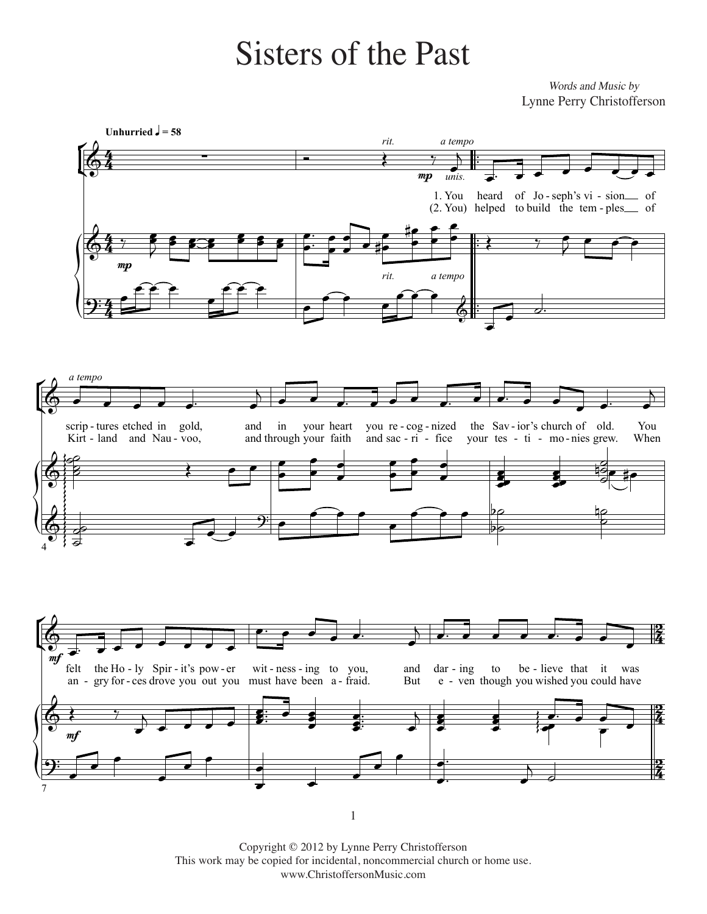# Sisters of the Past

*Words and Music by*
Lynne Perry Christofferson

**Unhurried** ♩ = 58

*rit.* *a tempo*

*mp* *unis.*

1. You heard of Jo - seph's vi - sion of scrip - tures etched in gold, and in your heart you re - cog - nized the Sav - ior's church of old. You felt the Ho - ly Spir - it's pow - er wit - ness - ing to you, and dar - ing to be - lieve that it was

(2. You) helped to build the tem - ples of Kirt - land and Nau - voo, and through your faith and sac - ri - fice your tes - ti - mo - nies grew. When an - gry for - ces drove you out you must have been a - fraid. But e - ven though you wished you could have

Copyright © 2012 by Lynne Perry Christofferson
This work may be copied for incidental, noncommercial church or home use.
www.ChristoffersonMusic.com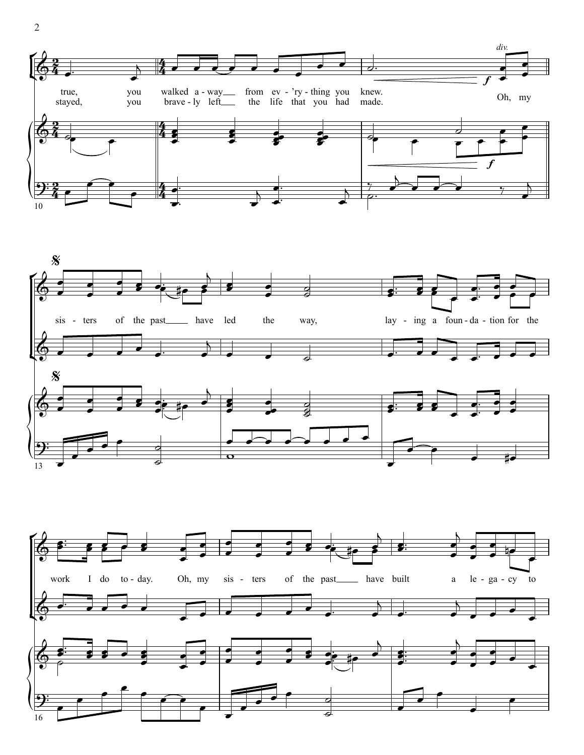*div.*

true, you walked a - way from ev - 'ry - thing you knew.
stayed, you brave - ly left the life that you had made.

*f*

Oh, my

𝄋

sis - ters of the past have led the way,

lay - ing a foun - da - tion for the

work I do to - day. Oh, my sis - ters of the past have built a le - ga - cy to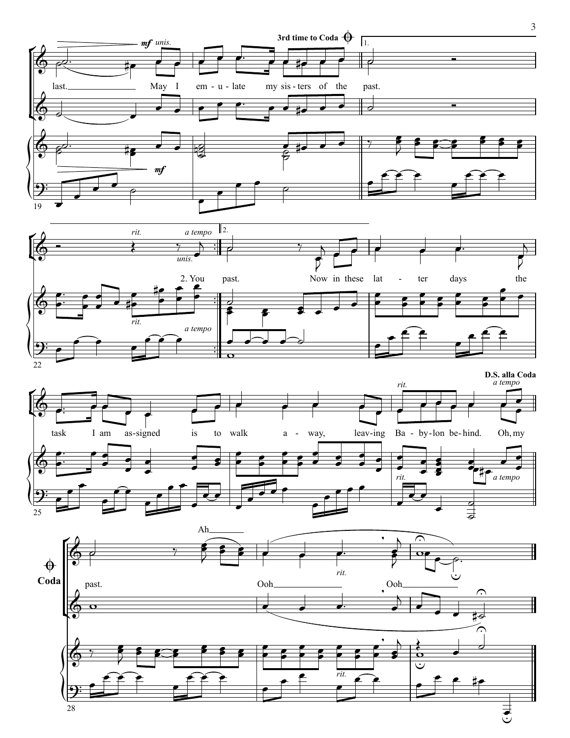3rd time to Coda

1.

2.

*mf* *unis.*

last. May I em - u - late my sis - ters of the past.

*rit.* *a tempo*

*unis.*

2. You past. Now in these lat - ter days the

task I am as-signed is to walk a - way, leav-ing Ba - by-lon be-hind. Oh, my

**D.S. alla Coda**

*rit.* *a tempo*

**Coda**

Ah

past. Ooh Ooh

*rit.*